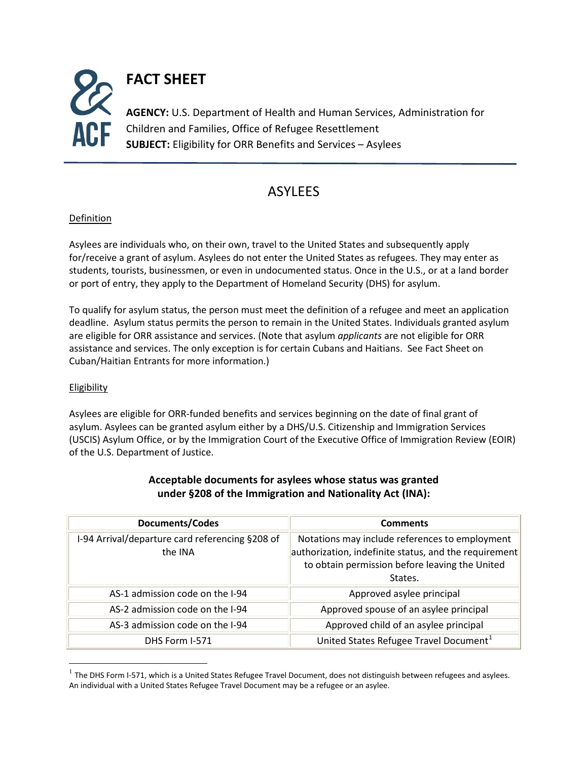# FACT SHEET

**AGENCY:** U.S. Department of Health and Human Services, Administration for Children and Families, Office of Refugee Resettlement
**SUBJECT:** Eligibility for ORR Benefits and Services – Asylees

## ASYLEES

Definition

Asylees are individuals who, on their own, travel to the United States and subsequently apply for/receive a grant of asylum. Asylees do not enter the United States as refugees. They may enter as students, tourists, businessmen, or even in undocumented status. Once in the U.S., or at a land border or port of entry, they apply to the Department of Homeland Security (DHS) for asylum.

To qualify for asylum status, the person must meet the definition of a refugee and meet an application deadline. Asylum status permits the person to remain in the United States. Individuals granted asylum are eligible for ORR assistance and services. (Note that asylum *applicants* are not eligible for ORR assistance and services. The only exception is for certain Cubans and Haitians. See Fact Sheet on Cuban/Haitian Entrants for more information.)

Eligibility

Asylees are eligible for ORR-funded benefits and services beginning on the date of final grant of asylum. Asylees can be granted asylum either by a DHS/U.S. Citizenship and Immigration Services (USCIS) Asylum Office, or by the Immigration Court of the Executive Office of Immigration Review (EOIR) of the U.S. Department of Justice.

**Acceptable documents for asylees whose status was granted under §208 of the Immigration and Nationality Act (INA):**

| Documents/Codes | Comments |
|---|---|
| I-94 Arrival/departure card referencing §208 of the INA | Notations may include references to employment authorization, indefinite status, and the requirement to obtain permission before leaving the United States. |
| AS-1 admission code on the I-94 | Approved asylee principal |
| AS-2 admission code on the I-94 | Approved spouse of an asylee principal |
| AS-3 admission code on the I-94 | Approved child of an asylee principal |
| DHS Form I-571 | United States Refugee Travel Document[1] |

[1] The DHS Form I-571, which is a United States Refugee Travel Document, does not distinguish between refugees and asylees. An individual with a United States Refugee Travel Document may be a refugee or an asylee.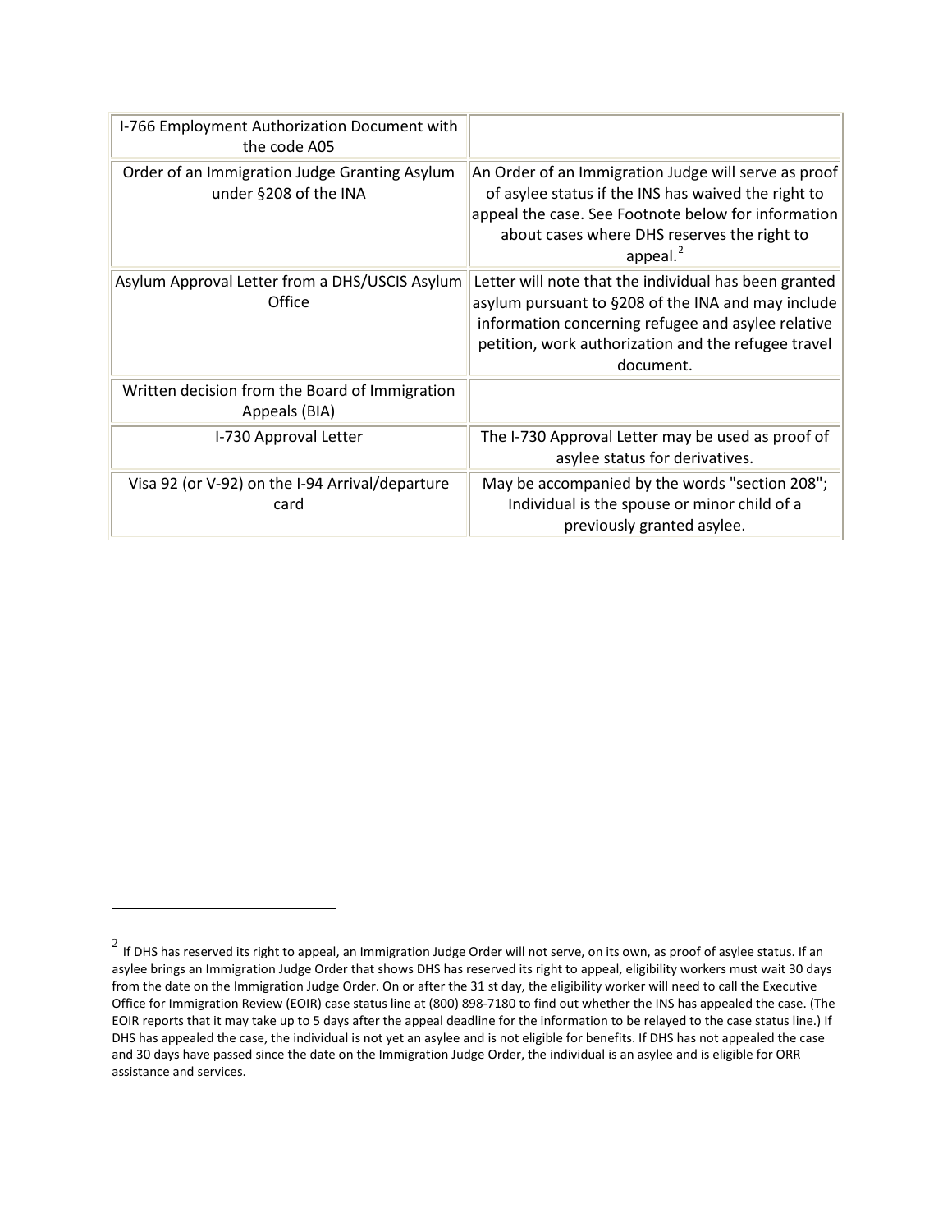| | |
|---|---|
| I-766 Employment Authorization Document with the code A05 | |
| Order of an Immigration Judge Granting Asylum under §208 of the INA | An Order of an Immigration Judge will serve as proof of asylee status if the INS has waived the right to appeal the case. See Footnote below for information about cases where DHS reserves the right to appeal.[2] |
| Asylum Approval Letter from a DHS/USCIS Asylum Office | Letter will note that the individual has been granted asylum pursuant to §208 of the INA and may include information concerning refugee and asylee relative petition, work authorization and the refugee travel document. |
| Written decision from the Board of Immigration Appeals (BIA) | |
| I-730 Approval Letter | The I-730 Approval Letter may be used as proof of asylee status for derivatives. |
| Visa 92 (or V-92) on the I-94 Arrival/departure card | May be accompanied by the words "section 208"; Individual is the spouse or minor child of a previously granted asylee. |

[2] If DHS has reserved its right to appeal, an Immigration Judge Order will not serve, on its own, as proof of asylee status. If an asylee brings an Immigration Judge Order that shows DHS has reserved its right to appeal, eligibility workers must wait 30 days from the date on the Immigration Judge Order. On or after the 31 st day, the eligibility worker will need to call the Executive Office for Immigration Review (EOIR) case status line at (800) 898-7180 to find out whether the INS has appealed the case. (The EOIR reports that it may take up to 5 days after the appeal deadline for the information to be relayed to the case status line.) If DHS has appealed the case, the individual is not yet an asylee and is not eligible for benefits. If DHS has not appealed the case and 30 days have passed since the date on the Immigration Judge Order, the individual is an asylee and is eligible for ORR assistance and services.